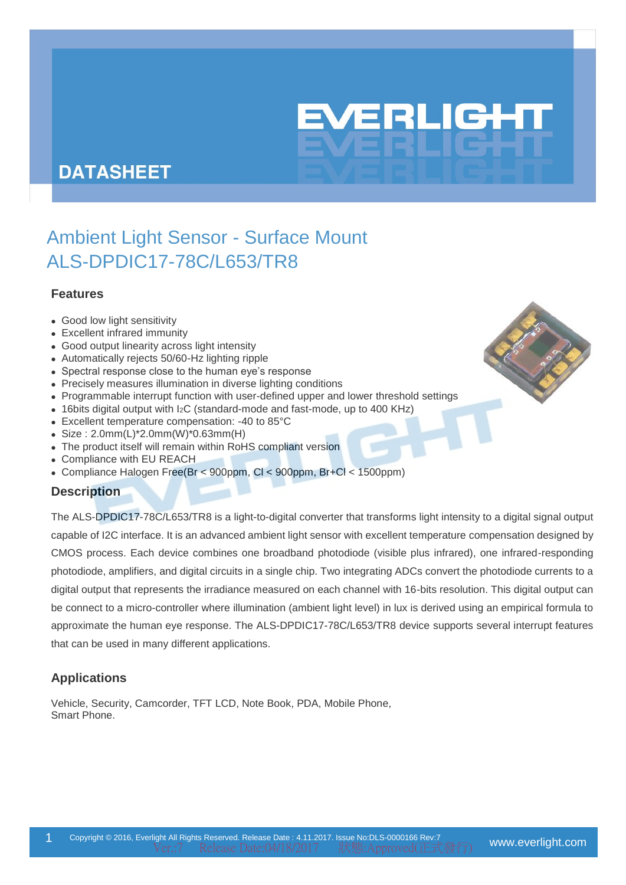DATASHEET

# Ambient Light Sensor - Surface Mount
# ALS-DPDIC17-78C/L653/TR8

## Features

- Good low light sensitivity
- Excellent infrared immunity
- Good output linearity across light intensity
- Automatically rejects 50/60-Hz lighting ripple
- Spectral response close to the human eye's response
- Precisely measures illumination in diverse lighting conditions
- Programmable interrupt function with user-defined upper and lower threshold settings
- 16bits digital output with I2C (standard-mode and fast-mode, up to 400 KHz)
- Excellent temperature compensation: -40 to 85°C
- Size : 2.0mm(L)*2.0mm(W)*0.63mm(H)
- The product itself will remain within RoHS compliant version
- Compliance with EU REACH
- Compliance Halogen Free(Br < 900ppm, Cl < 900ppm, Br+Cl < 1500ppm)

## Description

The ALS-DPDIC17-78C/L653/TR8 is a light-to-digital converter that transforms light intensity to a digital signal output capable of I2C interface. It is an advanced ambient light sensor with excellent temperature compensation designed by CMOS process. Each device combines one broadband photodiode (visible plus infrared), one infrared-responding photodiode, amplifiers, and digital circuits in a single chip. Two integrating ADCs convert the photodiode currents to a digital output that represents the irradiance measured on each channel with 16-bits resolution. This digital output can be connect to a micro-controller where illumination (ambient light level) in lux is derived using an empirical formula to approximate the human eye response. The ALS-DPDIC17-78C/L653/TR8 device supports several interrupt features that can be used in many different applications.

## Applications

Vehicle, Security, Camcorder, TFT LCD, Note Book, PDA, Mobile Phone,
Smart Phone.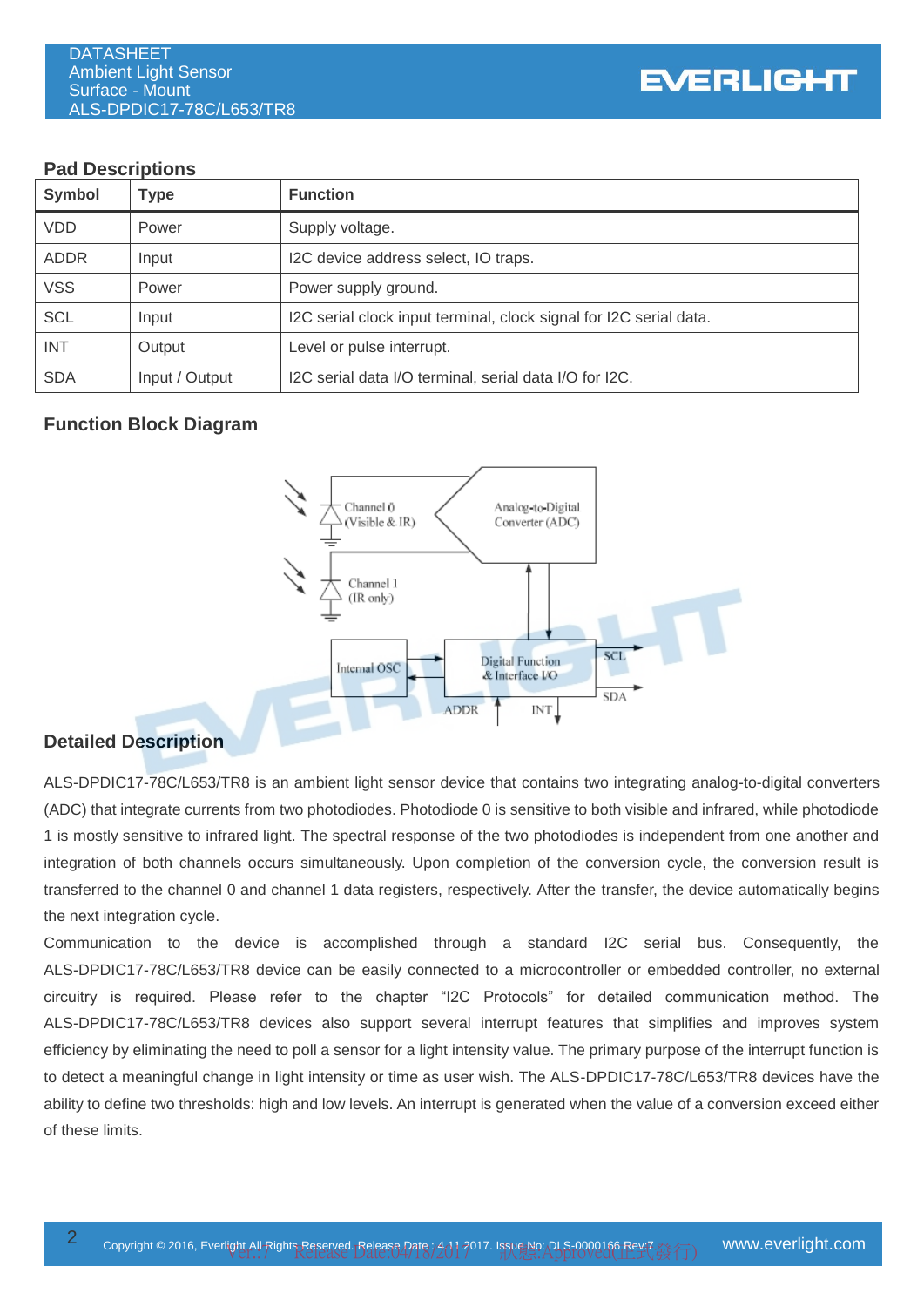## Pad Descriptions

| Symbol | Type | Function |
|---|---|---|
| VDD | Power | Supply voltage. |
| ADDR | Input | I2C device address select, IO traps. |
| VSS | Power | Power supply ground. |
| SCL | Input | I2C serial clock input terminal, clock signal for I2C serial data. |
| INT | Output | Level or pulse interrupt. |
| SDA | Input / Output | I2C serial data I/O terminal, serial data I/O for I2C. |

## Function Block Diagram

## Detailed Description

ALS-DPDIC17-78C/L653/TR8 is an ambient light sensor device that contains two integrating analog-to-digital converters (ADC) that integrate currents from two photodiodes. Photodiode 0 is sensitive to both visible and infrared, while photodiode 1 is mostly sensitive to infrared light. The spectral response of the two photodiodes is independent from one another and integration of both channels occurs simultaneously. Upon completion of the conversion cycle, the conversion result is transferred to the channel 0 and channel 1 data registers, respectively. After the transfer, the device automatically begins the next integration cycle.

Communication to the device is accomplished through a standard I2C serial bus. Consequently, the ALS-DPDIC17-78C/L653/TR8 device can be easily connected to a microcontroller or embedded controller, no external circuitry is required. Please refer to the chapter "I2C Protocols" for detailed communication method. The ALS-DPDIC17-78C/L653/TR8 devices also support several interrupt features that simplifies and improves system efficiency by eliminating the need to poll a sensor for a light intensity value. The primary purpose of the interrupt function is to detect a meaningful change in light intensity or time as user wish. The ALS-DPDIC17-78C/L653/TR8 devices have the ability to define two thresholds: high and low levels. An interrupt is generated when the value of a conversion exceed either of these limits.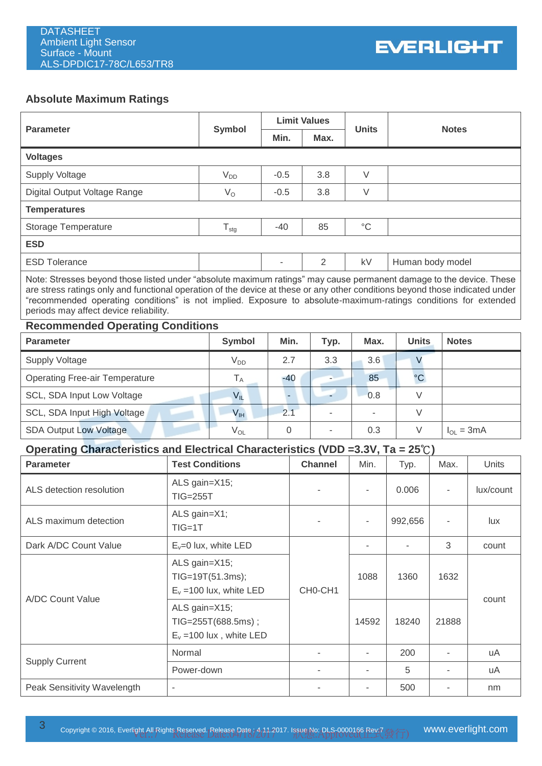## Absolute Maximum Ratings

| Parameter | Symbol | Limit Values | | Units | Notes |
|---|---|---|---|---|---|
| | | Min. | Max. | | |
| **Voltages** | | | | | |
| Supply Voltage | $V_{DD}$ | -0.5 | 3.8 | V | |
| Digital Output Voltage Range | $V_O$ | -0.5 | 3.8 | V | |
| **Temperatures** | | | | | |
| Storage Temperature | $T_{stg}$ | -40 | 85 | °C | |
| **ESD** | | | | | |
| ESD Tolerance | | - | 2 | kV | Human body model |

Note: Stresses beyond those listed under "absolute maximum ratings" may cause permanent damage to the device. These are stress ratings only and functional operation of the device at these or any other conditions beyond those indicated under "recommended operating conditions" is not implied. Exposure to absolute-maximum-ratings conditions for extended periods may affect device reliability.

## Recommended Operating Conditions

| Parameter | Symbol | Min. | Typ. | Max. | Units | Notes |
|---|---|---|---|---|---|---|
| Supply Voltage | $V_{DD}$ | 2.7 | 3.3 | 3.6 | V | |
| Operating Free-air Temperature | $T_A$ | -40 | - | 85 | °C | |
| SCL, SDA Input Low Voltage | $V_{IL}$ | - | - | 0.8 | V | |
| SCL, SDA Input High Voltage | $V_{IH}$ | 2.1 | - | - | V | |
| SDA Output Low Voltage | $V_{OL}$ | 0 | - | 0.3 | V | $I_{OL}$ = 3mA |

## Operating Characteristics and Electrical Characteristics (VDD =3.3V, Ta = 25℃)

| Parameter | Test Conditions | Channel | Min. | Typ. | Max. | Units |
|---|---|---|---|---|---|---|
| ALS detection resolution | ALS gain=X15; TIG=255T | - | - | 0.006 | - | lux/count |
| ALS maximum detection | ALS gain=X1; TIG=1T | - | - | 992,656 | - | lux |
| Dark A/DC Count Value | $E_v$=0 lux, white LED | CH0-CH1 | - | - | 3 | count |
| A/DC Count Value | ALS gain=X15; TIG=19T(51.3ms); $E_v$ =100 lux, white LED | CH0-CH1 | 1088 | 1360 | 1632 | count |
| | ALS gain=X15; TIG=255T(688.5ms) ; $E_v$ =100 lux , white LED | CH0-CH1 | 14592 | 18240 | 21888 | count |
| Supply Current | Normal | - | - | 200 | - | uA |
| | Power-down | - | - | 5 | - | uA |
| Peak Sensitivity Wavelength | - | - | - | 500 | - | nm |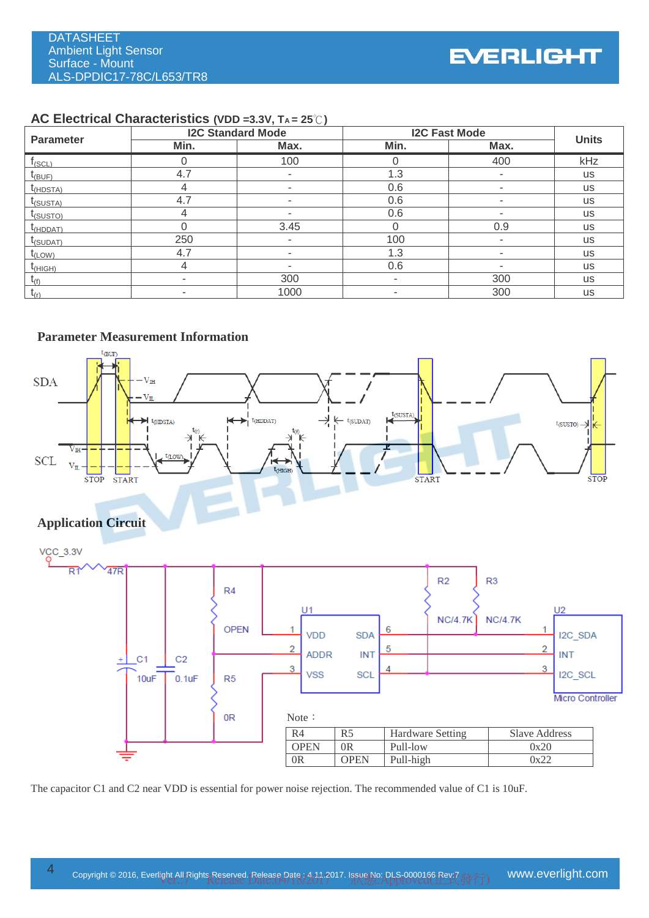## AC Electrical Characteristics (VDD =3.3V, $T_A$ = 25℃)

| Parameter | I2C Standard Mode | | I2C Fast Mode | | Units |
|---|---|---|---|---|---|
| | Min. | Max. | Min. | Max. | |
| $f_{(SCL)}$ | 0 | 100 | 0 | 400 | kHz |
| $t_{(BUF)}$ | 4.7 | - | 1.3 | - | us |
| $t_{(HDSTA)}$ | 4 | - | 0.6 | - | us |
| $t_{(SUSTA)}$ | 4.7 | - | 0.6 | - | us |
| $t_{(SUSTO)}$ | 4 | - | 0.6 | - | us |
| $t_{(HDDAT)}$ | 0 | 3.45 | 0 | 0.9 | us |
| $t_{(SUDAT)}$ | 250 | - | 100 | - | us |
| $t_{(LOW)}$ | 4.7 | - | 1.3 | - | us |
| $t_{(HIGH)}$ | 4 | - | 0.6 | - | us |
| $t_{(f)}$ | - | 300 | - | 300 | us |
| $t_{(r)}$ | - | 1000 | - | 300 | us |

## Parameter Measurement Information

## Application Circuit

Note：

| R4 | R5 | Hardware Setting | Slave Address |
|---|---|---|---|
| OPEN | 0R | Pull-low | 0x20 |
| 0R | OPEN | Pull-high | 0x22 |

The capacitor C1 and C2 near VDD is essential for power noise rejection. The recommended value of C1 is 10uF.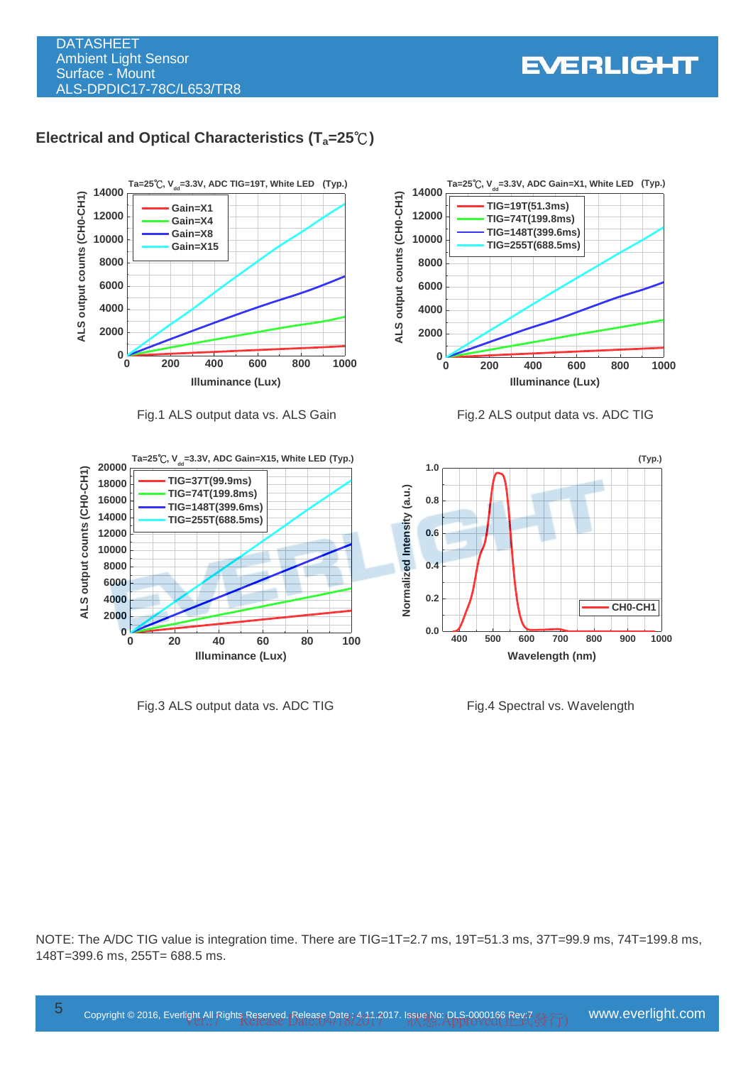## Electrical and Optical Characteristics ($T_a$=25℃)

Fig.1 ALS output data vs. ALS Gain

Fig.2 ALS output data vs. ADC TIG

Fig.3 ALS output data vs. ADC TIG

Fig.4 Spectral vs. Wavelength

NOTE: The A/DC TIG value is integration time. There are TIG=1T=2.7 ms, 19T=51.3 ms, 37T=99.9 ms, 74T=199.8 ms, 148T=399.6 ms, 255T= 688.5 ms.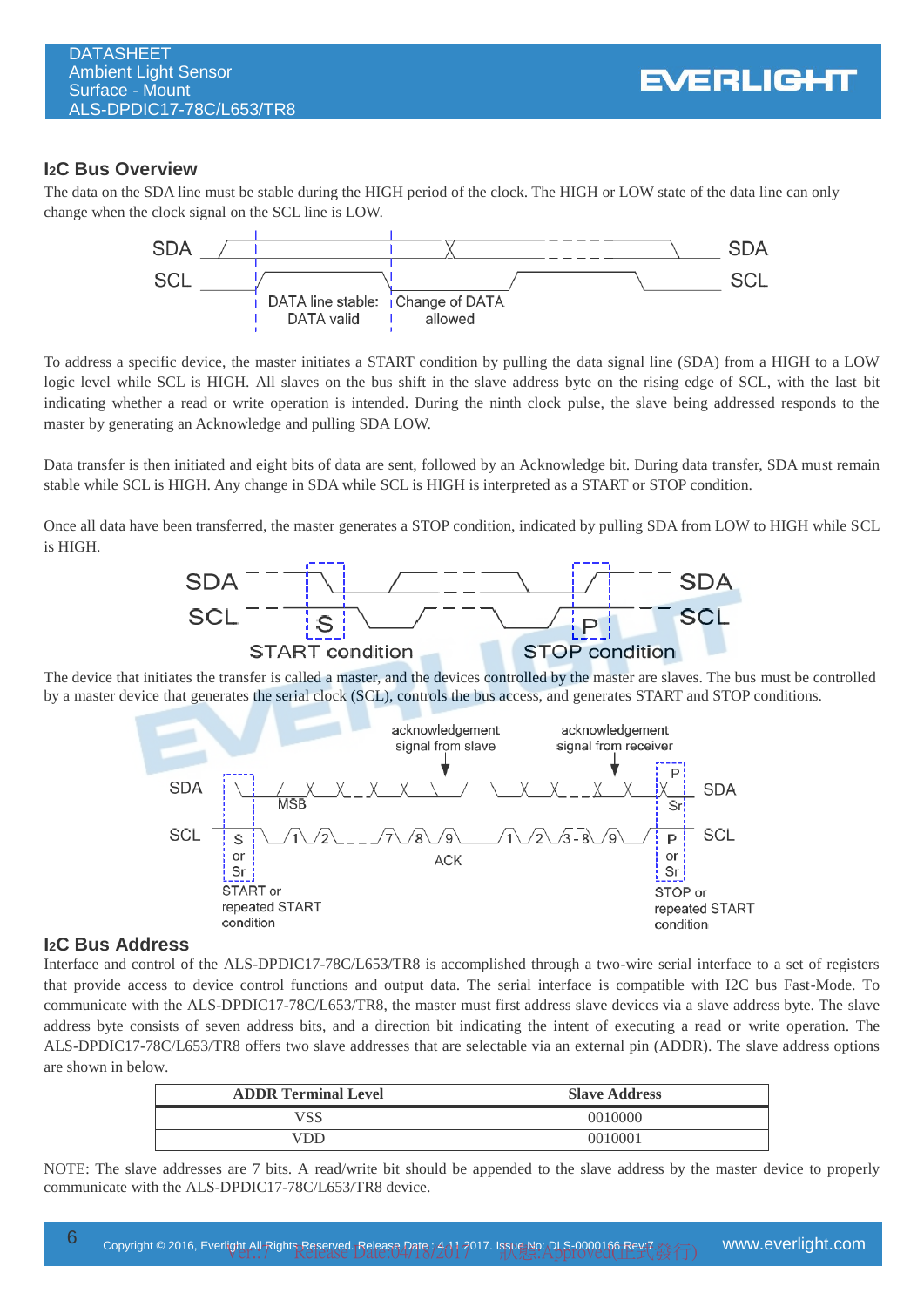## I2C Bus Overview

The data on the SDA line must be stable during the HIGH period of the clock. The HIGH or LOW state of the data line can only change when the clock signal on the SCL line is LOW.

To address a specific device, the master initiates a START condition by pulling the data signal line (SDA) from a HIGH to a LOW logic level while SCL is HIGH. All slaves on the bus shift in the slave address byte on the rising edge of SCL, with the last bit indicating whether a read or write operation is intended. During the ninth clock pulse, the slave being addressed responds to the master by generating an Acknowledge and pulling SDA LOW.

Data transfer is then initiated and eight bits of data are sent, followed by an Acknowledge bit. During data transfer, SDA must remain stable while SCL is HIGH. Any change in SDA while SCL is HIGH is interpreted as a START or STOP condition.

Once all data have been transferred, the master generates a STOP condition, indicated by pulling SDA from LOW to HIGH while SCL is HIGH.

The device that initiates the transfer is called a master, and the devices controlled by the master are slaves. The bus must be controlled by a master device that generates the serial clock (SCL), controls the bus access, and generates START and STOP conditions.

## I2C Bus Address

Interface and control of the ALS-DPDIC17-78C/L653/TR8 is accomplished through a two-wire serial interface to a set of registers that provide access to device control functions and output data. The serial interface is compatible with I2C bus Fast-Mode. To communicate with the ALS-DPDIC17-78C/L653/TR8, the master must first address slave devices via a slave address byte. The slave address byte consists of seven address bits, and a direction bit indicating the intent of executing a read or write operation. The ALS-DPDIC17-78C/L653/TR8 offers two slave addresses that are selectable via an external pin (ADDR). The slave address options are shown in below.

| ADDR Terminal Level | Slave Address |
|---|---|
| VSS | 0010000 |
| VDD | 0010001 |

NOTE: The slave addresses are 7 bits. A read/write bit should be appended to the slave address by the master device to properly communicate with the ALS-DPDIC17-78C/L653/TR8 device.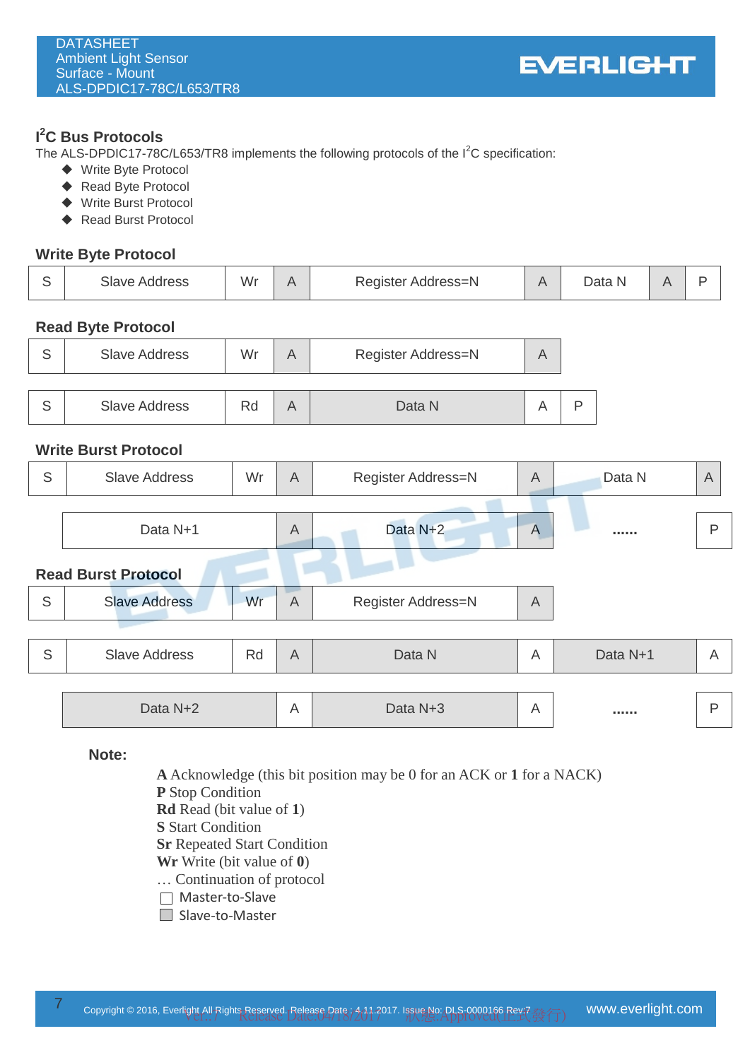## I²C Bus Protocols

The ALS-DPDIC17-78C/L653/TR8 implements the following protocols of the I²C specification:

- Write Byte Protocol
- Read Byte Protocol
- Write Burst Protocol
- Read Burst Protocol

### Write Byte Protocol

| S | Slave Address | Wr | A | Register Address=N | A | Data N | A | P |
|---|---|---|---|---|---|---|---|---|

### Read Byte Protocol

| S | Slave Address | Wr | A | Register Address=N | A |
|---|---|---|---|---|---|

| S | Slave Address | Rd | A | Data N | A | P |
|---|---|---|---|---|---|---|

### Write Burst Protocol

| S | Slave Address | Wr | A | Register Address=N | A | Data N | A |
|---|---|---|---|---|---|---|---|

| Data N+1 | A | Data N+2 | A | ...... | P |
|---|---|---|---|---|---|

### Read Burst Protocol

| S | Slave Address | Wr | A | Register Address=N | A |
|---|---|---|---|---|---|

| S | Slave Address | Rd | A | Data N | A | Data N+1 | A |
|---|---|---|---|---|---|---|---|

| Data N+2 | A | Data N+3 | A | ...... | P |
|---|---|---|---|---|---|

**Note:**

**A** Acknowledge (this bit position may be 0 for an ACK or **1** for a NACK)
**P** Stop Condition
**Rd** Read (bit value of **1**)
**S** Start Condition
**Sr** Repeated Start Condition
**Wr** Write (bit value of **0**)
… Continuation of protocol
☐ Master-to-Slave
■ Slave-to-Master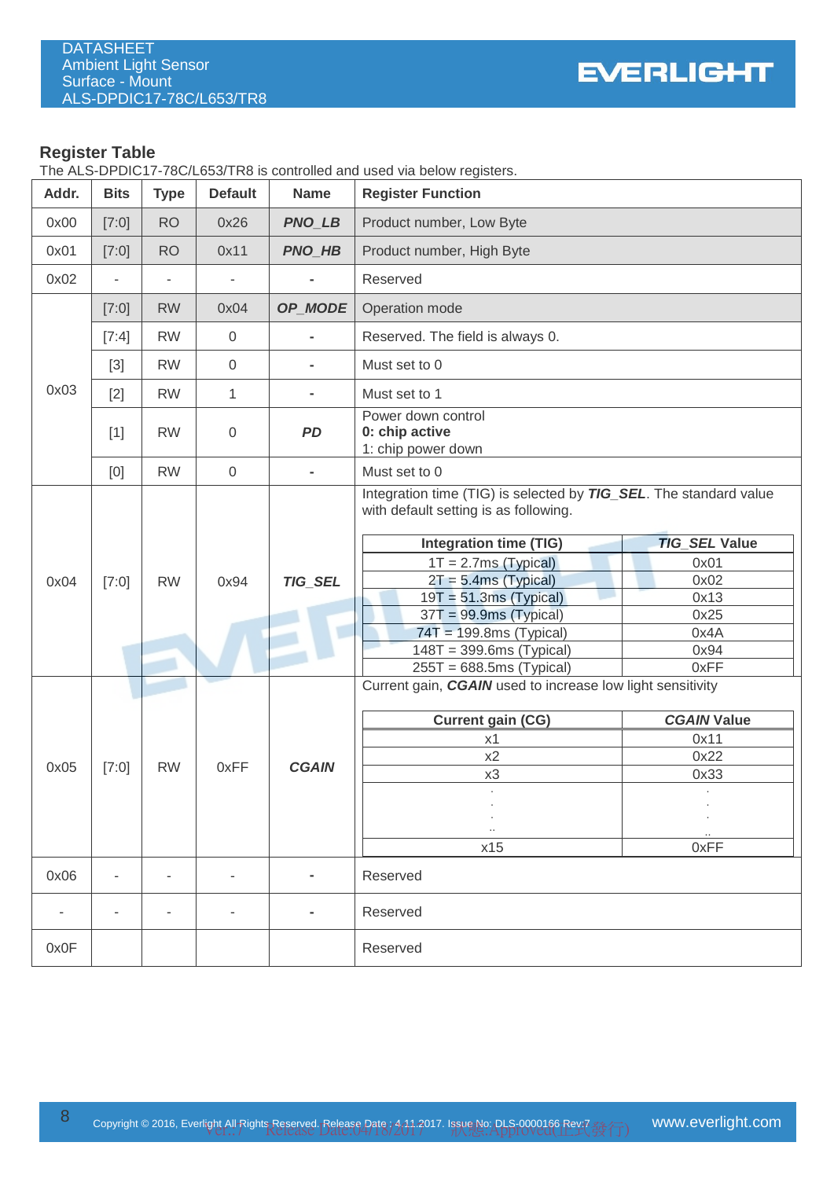## Register Table

The ALS-DPDIC17-78C/L653/TR8 is controlled and used via below registers.

| Addr. | Bits | Type | Default | Name | Register Function |
|---|---|---|---|---|---|
| 0x00 | [7:0] | RO | 0x26 | ***PNO_LB*** | Product number, Low Byte |
| 0x01 | [7:0] | RO | 0x11 | ***PNO_HB*** | Product number, High Byte |
| 0x02 | - | - | - | - | Reserved |
| 0x03 | [7:0] | RW | 0x04 | ***OP_MODE*** | Operation mode |
| | [7:4] | RW | 0 | - | Reserved. The field is always 0. |
| | [3] | RW | 0 | - | Must set to 0 |
| | [2] | RW | 1 | - | Must set to 1 |
| | [1] | RW | 0 | ***PD*** | Power down control<br>**0: chip active**<br>1: chip power down |
| | [0] | RW | 0 | - | Must set to 0 |
| 0x04 | [7:0] | RW | 0x94 | ***TIG_SEL*** | Integration time (TIG) is selected by ***TIG_SEL***. The standard value with default setting is as following. (see TIG_SEL table below) |
| 0x05 | [7:0] | RW | 0xFF | ***CGAIN*** | Current gain, ***CGAIN*** used to increase low light sensitivity (see CGAIN table below) |
| 0x06 | - | - | - | - | Reserved |
| - | - | - | - | - | Reserved |
| 0x0F | | | | | Reserved |

**TIG_SEL (0x04):**

| Integration time (TIG) | ***TIG_SEL*** Value |
|---|---|
| 1T = 2.7ms (Typical) | 0x01 |
| 2T = 5.4ms (Typical) | 0x02 |
| 19T = 51.3ms (Typical) | 0x13 |
| 37T = 99.9ms (Typical) | 0x25 |
| 74T = 199.8ms (Typical) | 0x4A |
| 148T = 399.6ms (Typical) | 0x94 |
| 255T = 688.5ms (Typical) | 0xFF |

**CGAIN (0x05):**

| Current gain (CG) | ***CGAIN*** Value |
|---|---|
| x1 | 0x11 |
| x2 | 0x22 |
| x3 | 0x33 |
| . . . .. | . . . .. |
| x15 | 0xFF |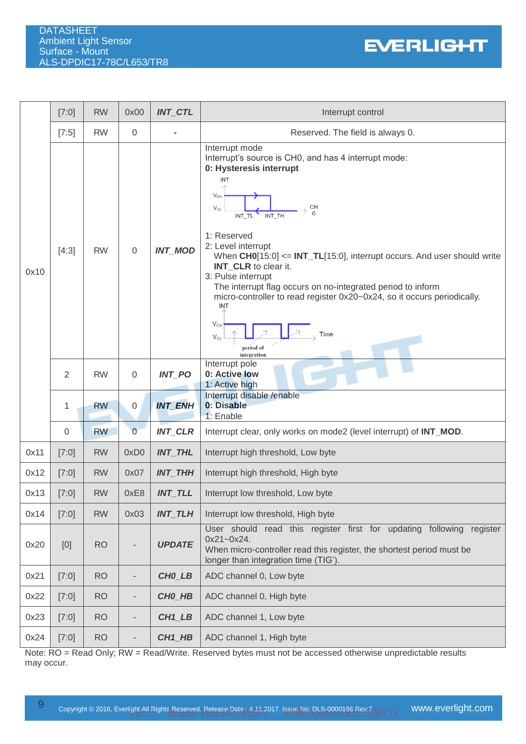| Address | Bit | Type | Default | Name | Description |
|---|---|---|---|---|---|
| 0x10 | [7:0] | RW | 0x00 | ***INT_CTL*** | Interrupt control |
| | [7:5] | RW | 0 | - | Reserved. The field is always 0. |
| | [4:3] | RW | 0 | ***INT_MOD*** | Interrupt mode<br>Interrupt's source is CH0, and has 4 interrupt mode:<br>**0: Hysteresis interrupt**<br>INT, $V_{OH}$, $V_{OL}$, INT_TL, INT_TH, CH0<br>1: Reserved<br>2: Level interrupt<br>When **CH0**[15:0] <= **INT_TL**[15:0], interrupt occurs. And user should write **INT_CLR** to clear it.<br>3: Pulse interrupt<br>The interrupt flag occurs on no-integrated period to inform micro-controller to read register 0x20~0x24, so it occurs periodically.<br>INT, $V_{OH}$, $V_{OL}$, Time, period of integration |
| | 2 | RW | 0 | ***INT_PO*** | Interrupt pole<br>**0: Active low**<br>1: Active high |
| | 1 | RW | 0 | ***INT_ENH*** | Interrupt disable /enable<br>**0: Disable**<br>1: Enable |
| | 0 | RW | 0 | ***INT_CLR*** | Interrupt clear, only works on mode2 (level interrupt) of **INT_MOD**. |
| 0x11 | [7:0] | RW | 0xD0 | ***INT_THL*** | Interrupt high threshold, Low byte |
| 0x12 | [7:0] | RW | 0x07 | ***INT_THH*** | Interrupt high threshold, High byte |
| 0x13 | [7:0] | RW | 0xE8 | ***INT_TLL*** | Interrupt low threshold, Low byte |
| 0x14 | [7:0] | RW | 0x03 | ***INT_TLH*** | Interrupt low threshold, High byte |
| 0x20 | [0] | RO | - | ***UPDATE*** | User should read this register first for updating following register 0x21~0x24.<br>When micro-controller read this register, the shortest period must be longer than integration time (TIG'). |
| 0x21 | [7:0] | RO | - | ***CH0_LB*** | ADC channel 0, Low byte |
| 0x22 | [7:0] | RO | - | ***CH0_HB*** | ADC channel 0, High byte |
| 0x23 | [7:0] | RO | - | ***CH1_LB*** | ADC channel 1, Low byte |
| 0x24 | [7:0] | RO | - | ***CH1_HB*** | ADC channel 1, High byte |

Note: RO = Read Only; RW = Read/Write. Reserved bytes must not be accessed otherwise unpredictable results may occur.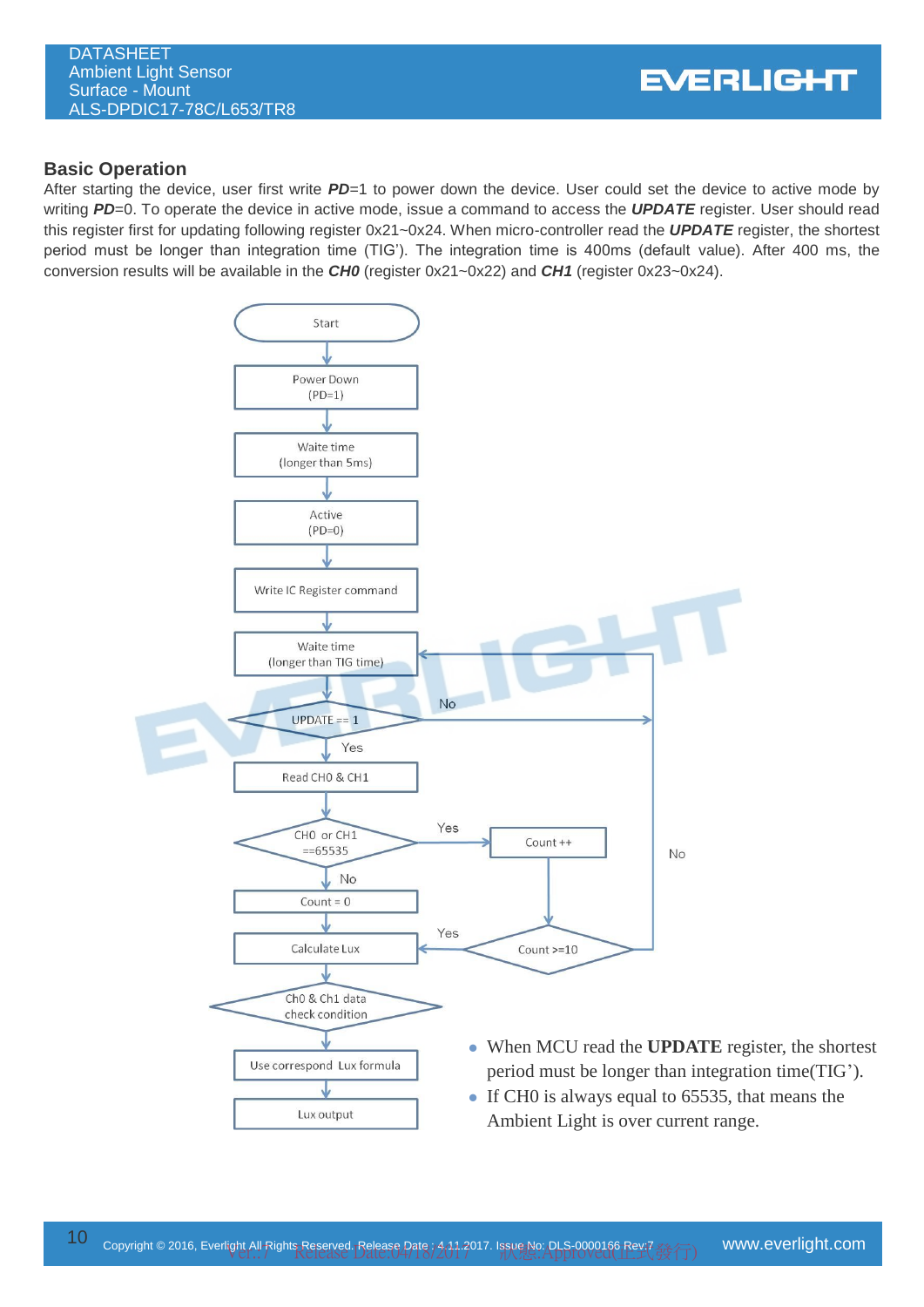## Basic Operation

After starting the device, user first write ***PD***=1 to power down the device. User could set the device to active mode by writing ***PD***=0. To operate the device in active mode, issue a command to access the ***UPDATE*** register. User should read this register first for updating following register 0x21~0x24. When micro-controller read the ***UPDATE*** register, the shortest period must be longer than integration time (TIG'). The integration time is 400ms (default value). After 400 ms, the conversion results will be available in the ***CH0*** (register 0x21~0x22) and ***CH1*** (register 0x23~0x24).

Start

Power Down (PD=1)

Waite time (longer than 5ms)

Active (PD=0)

Write IC Register command

Waite time (longer than TIG time)

UPDATE == 1 — No / Yes

Read CH0 & CH1

CH0 or CH1 ==65535 — Yes / No

Count ++

Count = 0

Count >=10 — Yes / No

Calculate Lux

Ch0 & Ch1 data check condition

Use correspond Lux formula

Lux output

- When MCU read the **UPDATE** register, the shortest period must be longer than integration time(TIG').
- If CH0 is always equal to 65535, that means the Ambient Light is over current range.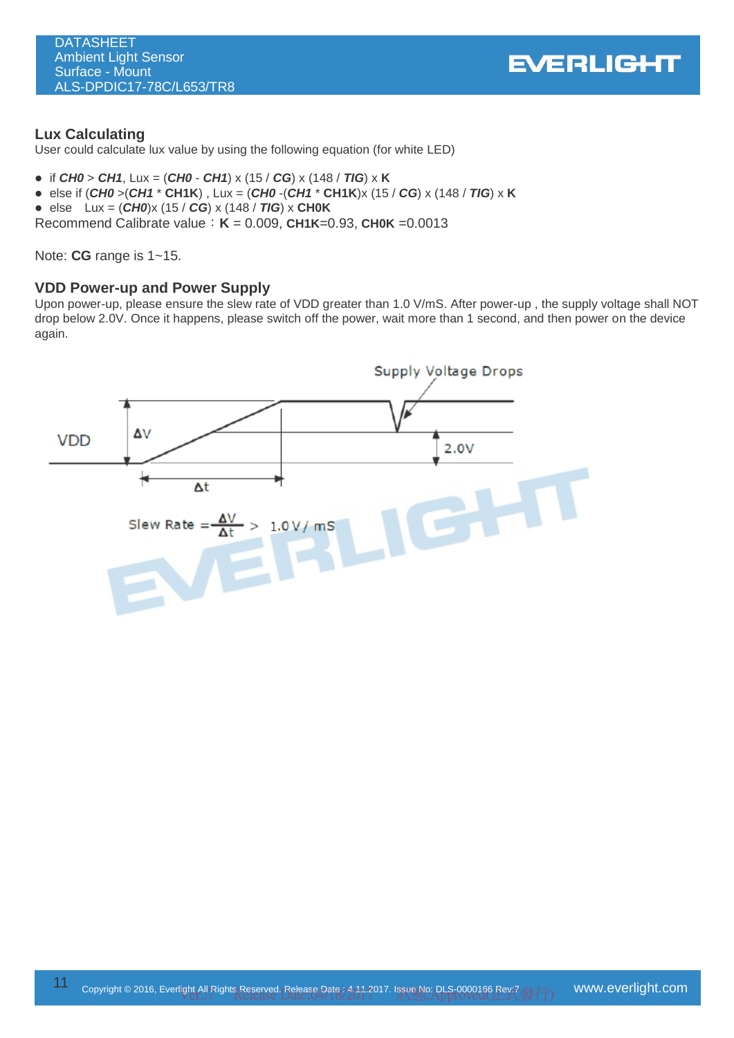## Lux Calculating

User could calculate lux value by using the following equation (for white LED)

- if ***CH0*** > ***CH1***, Lux = (***CH0*** - ***CH1***) x (15 / ***CG***) x (148 / ***TIG***) x **K**
- else if (***CH0*** >(***CH1*** * **CH1K**) , Lux = (***CH0*** -(***CH1*** * **CH1K**)x (15 / ***CG***) x (148 / ***TIG***) x **K**
- else  Lux = (***CH0***)x (15 / ***CG***) x (148 / ***TIG***) x **CH0K**

Recommend Calibrate value：**K** = 0.009, **CH1K**=0.93, **CH0K** =0.0013

Note: **CG** range is 1~15.

## VDD Power-up and Power Supply

Upon power-up, please ensure the slew rate of VDD greater than 1.0 V/mS. After power-up , the supply voltage shall NOT drop below 2.0V. Once it happens, please switch off the power, wait more than 1 second, and then power on the device again.

Supply Voltage Drops

VDD

ΔV

2.0V

Δt

$$\text{Slew Rate} = \frac{\Delta V}{\Delta t} > 1.0\,V/mS$$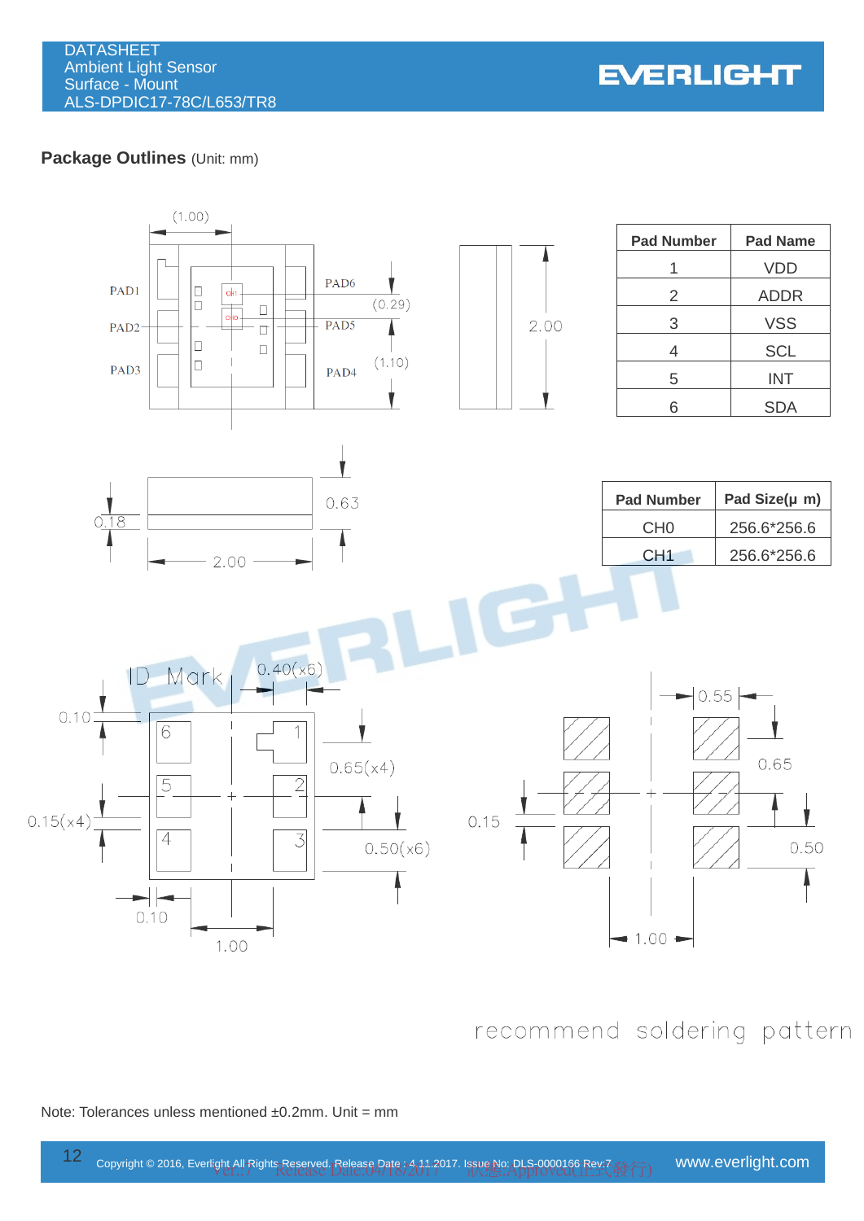## Package Outlines (Unit: mm)

| Pad Number | Pad Name |
|---|---|
| 1 | VDD |
| 2 | ADDR |
| 3 | VSS |
| 4 | SCL |
| 5 | INT |
| 6 | SDA |

| Pad Number | Pad Size(μ m) |
|---|---|
| CH0 | 256.6*256.6 |
| CH1 | 256.6*256.6 |

recommend soldering pattern

Note: Tolerances unless mentioned ±0.2mm. Unit = mm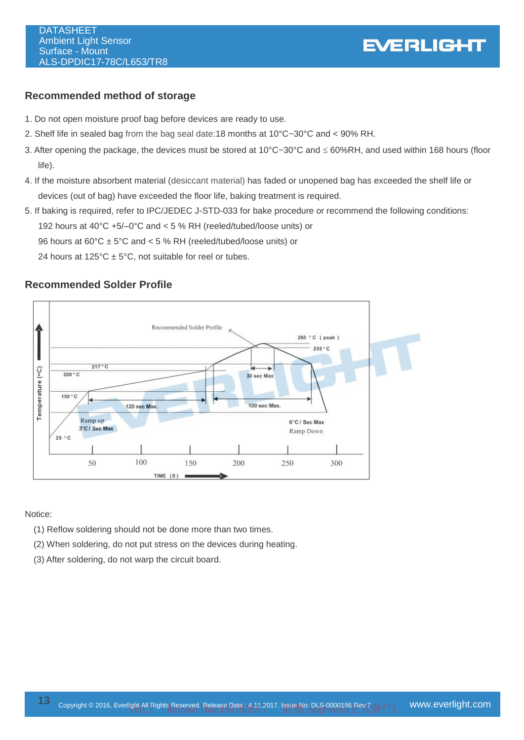## Recommended method of storage

1. Do not open moisture proof bag before devices are ready to use.
2. Shelf life in sealed bag from the bag seal date:18 months at 10°C~30°C and < 90% RH.
3. After opening the package, the devices must be stored at 10°C~30°C and ≤ 60%RH, and used within 168 hours (floor life).
4. If the moisture absorbent material (desiccant material) has faded or unopened bag has exceeded the shelf life or devices (out of bag) have exceeded the floor life, baking treatment is required.
5. If baking is required, refer to IPC/JEDEC J-STD-033 for bake procedure or recommend the following conditions:
   192 hours at 40°C +5/–0°C and < 5 % RH (reeled/tubed/loose units) or
   96 hours at 60°C ± 5°C and < 5 % RH (reeled/tubed/loose units) or
   24 hours at 125°C ± 5°C, not suitable for reel or tubes.

## Recommended Solder Profile

Recommended Solder Profile

260 °C (peak)
255 °C
217 °C
200 °C
150 °C
25 °C
30 sec Max
120 sec Max.
100 sec Max.
Ramp up 3°C / Sec Max
6°C / Sec Max Ramp Down
Temperature (°C)
TIME (S): 50, 100, 150, 200, 250, 300

Notice:

(1) Reflow soldering should not be done more than two times.
(2) When soldering, do not put stress on the devices during heating.
(3) After soldering, do not warp the circuit board.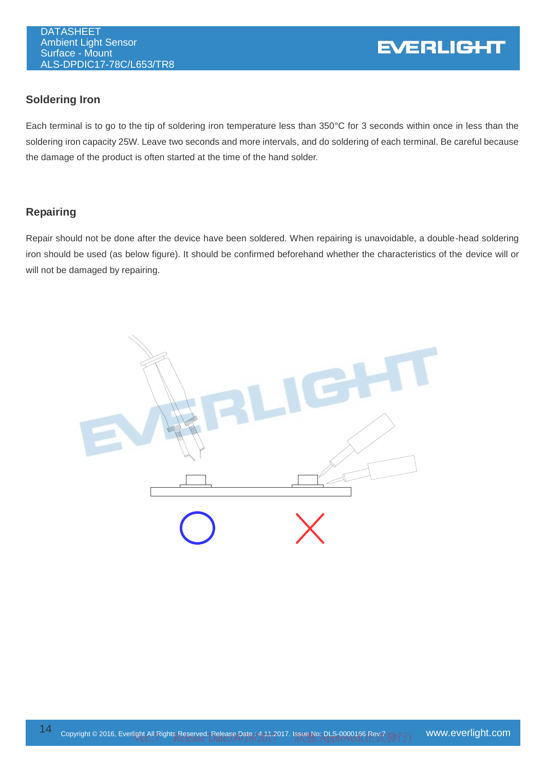## Soldering Iron

Each terminal is to go to the tip of soldering iron temperature less than 350°C for 3 seconds within once in less than the soldering iron capacity 25W. Leave two seconds and more intervals, and do soldering of each terminal. Be careful because the damage of the product is often started at the time of the hand solder.

## Repairing

Repair should not be done after the device have been soldered. When repairing is unavoidable, a double-head soldering iron should be used (as below figure). It should be confirmed beforehand whether the characteristics of the device will or will not be damaged by repairing.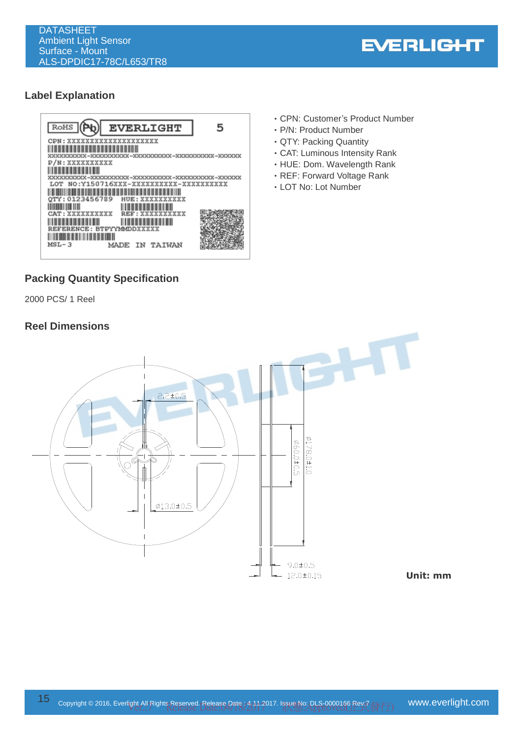## Label Explanation

- CPN: Customer's Product Number
- P/N: Product Number
- QTY: Packing Quantity
- CAT: Luminous Intensity Rank
- HUE: Dom. Wavelength Rank
- REF: Forward Voltage Rank
- LOT No: Lot Number

## Packing Quantity Specification

2000 PCS/ 1 Reel

## Reel Dimensions

Unit: mm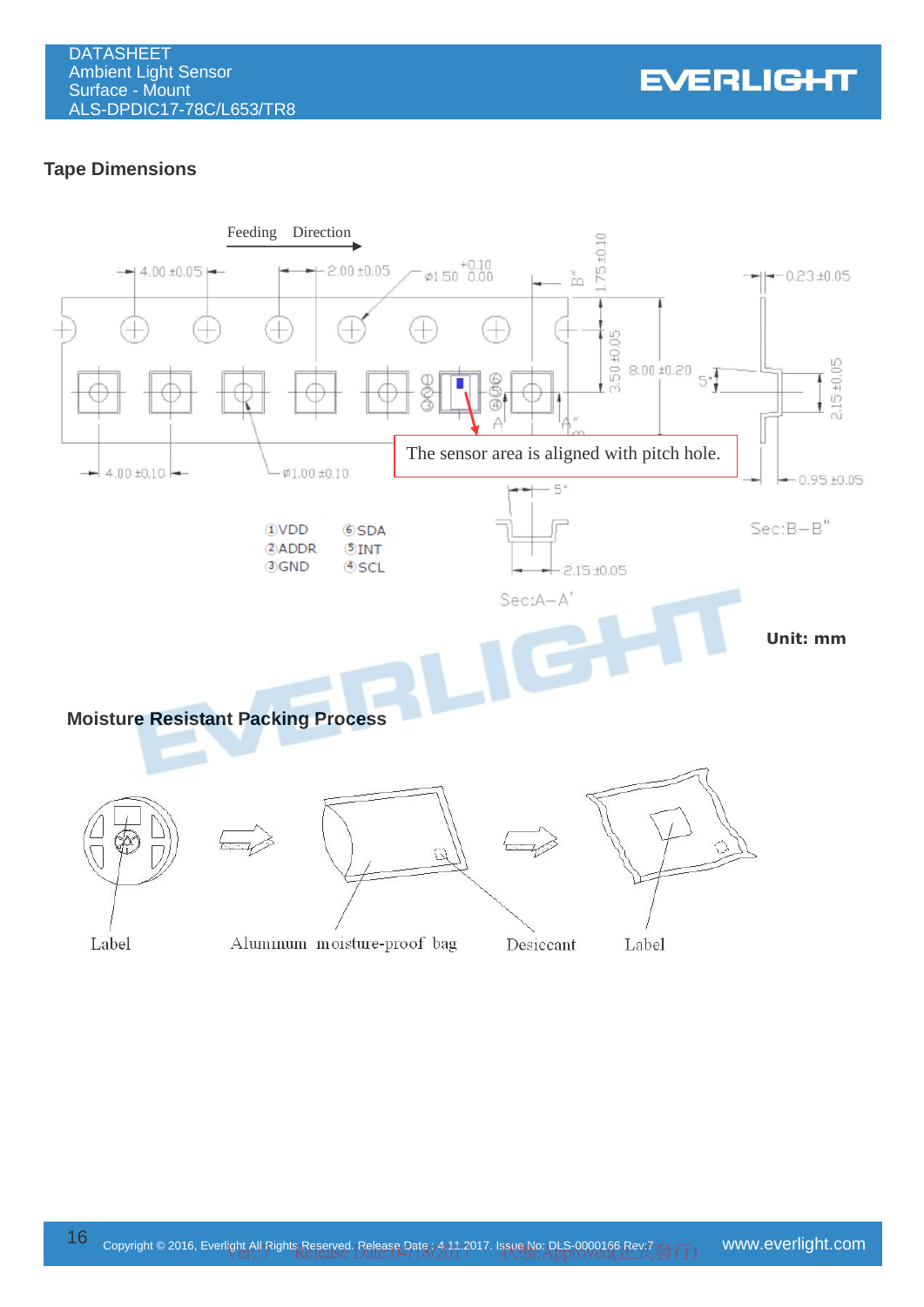## Tape Dimensions

Feeding Direction

4.00 ±0.05 2.00 ±0.05 ø1.50 +0.10/0.00 1.75 ±0.10 0.23 ±0.05

3.50 ±0.05 8.00 ±0.20 5° 2.15 ±0.05

The sensor area is aligned with pitch hole.

4.00 ±0.10 ø1.00 ±0.10 0.95 ±0.05

①VDD ⑥SDA
②ADDR ⑤INT
③GND ④SCL

5° 2.15 ±0.05

Sec:A–A' Sec:B–B''

**Unit: mm**

## Moisture Resistant Packing Process

Label → Aluminum moisture-proof bag → Desiccant → Label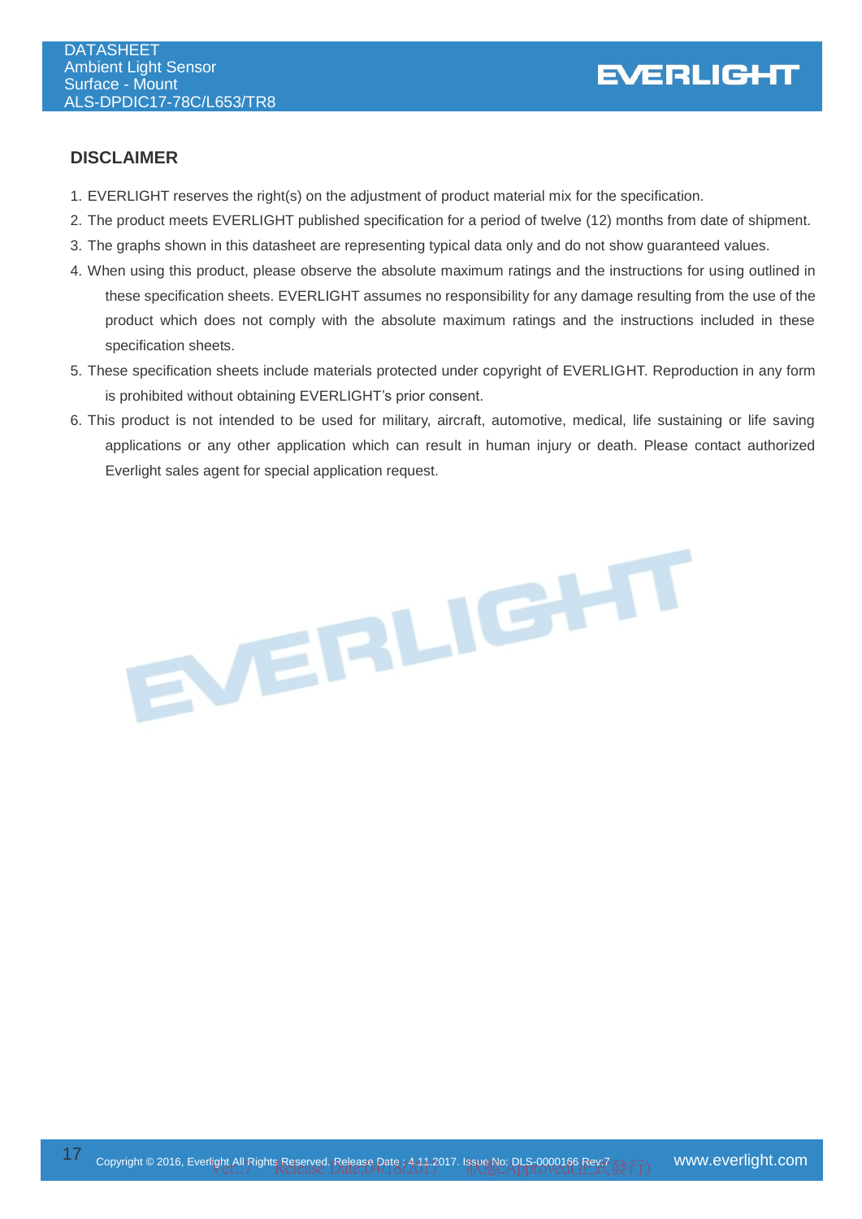## DISCLAIMER

1. EVERLIGHT reserves the right(s) on the adjustment of product material mix for the specification.
2. The product meets EVERLIGHT published specification for a period of twelve (12) months from date of shipment.
3. The graphs shown in this datasheet are representing typical data only and do not show guaranteed values.
4. When using this product, please observe the absolute maximum ratings and the instructions for using outlined in these specification sheets. EVERLIGHT assumes no responsibility for any damage resulting from the use of the product which does not comply with the absolute maximum ratings and the instructions included in these specification sheets.
5. These specification sheets include materials protected under copyright of EVERLIGHT. Reproduction in any form is prohibited without obtaining EVERLIGHT's prior consent.
6. This product is not intended to be used for military, aircraft, automotive, medical, life sustaining or life saving applications or any other application which can result in human injury or death. Please contact authorized Everlight sales agent for special application request.